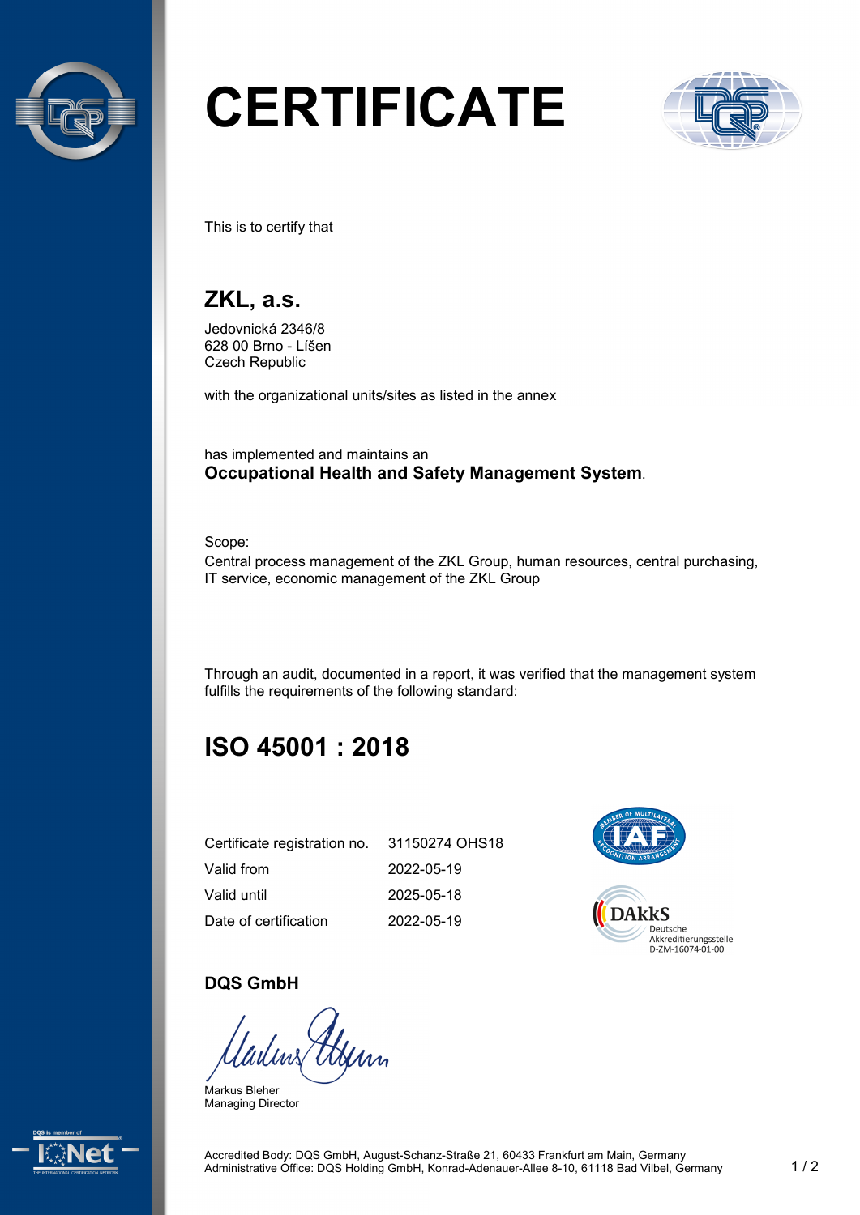# CERTIFICATE

This is to certify that

## ZKL, a.s.

Jedovnická 2346/8
628 00 Brno - Líšen
Czech Republic

with the organizational units/sites as listed in the annex

has implemented and maintains an
**Occupational Health and Safety Management System**.

Scope:
Central process management of the ZKL Group, human resources, central purchasing, IT service, economic management of the ZKL Group

Through an audit, documented in a report, it was verified that the management system fulfills the requirements of the following standard:

## ISO 45001 : 2018

| | |
|---|---|
| Certificate registration no. | 31150274 OHS18 |
| Valid from | 2022-05-19 |
| Valid until | 2025-05-18 |
| Date of certification | 2022-05-19 |

DAkkS
Deutsche
Akkreditierungsstelle
D-ZM-16074-01-00

**DQS GmbH**

Markus Bleher
Managing Director

Accredited Body: DQS GmbH, August-Schanz-Straße 21, 60433 Frankfurt am Main, Germany
Administrative Office: DQS Holding GmbH, Konrad-Adenauer-Allee 8-10, 61118 Bad Vilbel, Germany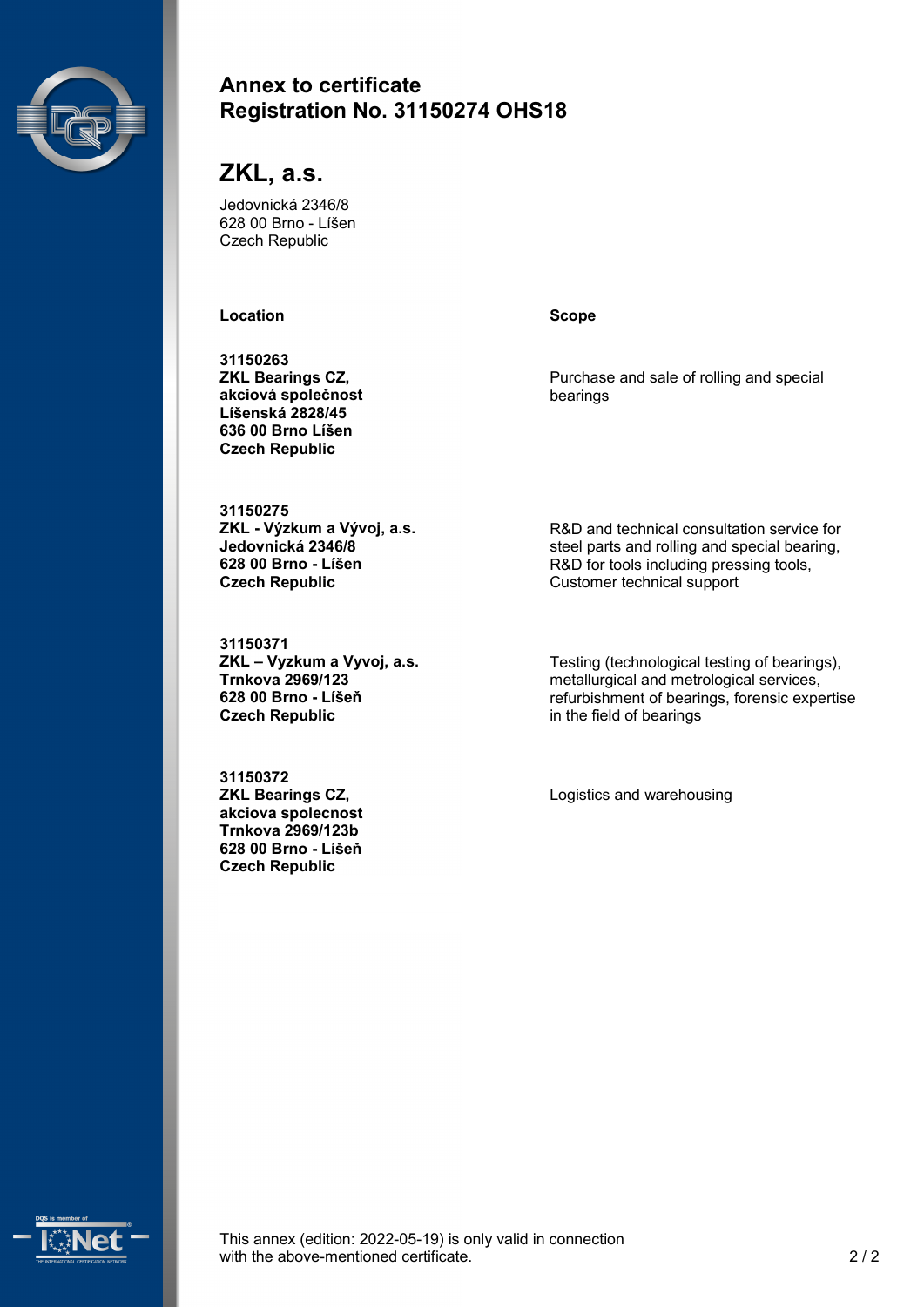# Annex to certificate
# Registration No. 31150274 OHS18

## ZKL, a.s.

Jedovnická 2346/8
628 00 Brno - Líšen
Czech Republic

| Location | Scope |
|---|---|
| **31150263**<br>**ZKL Bearings CZ, akciová společnost**<br>**Líšenská 2828/45**<br>**636 00 Brno Líšen**<br>**Czech Republic** | Purchase and sale of rolling and special bearings |
| **31150275**<br>**ZKL - Výzkum a Vývoj, a.s.**<br>**Jedovnická 2346/8**<br>**628 00 Brno - Líšen**<br>**Czech Republic** | R&D and technical consultation service for steel parts and rolling and special bearing, R&D for tools including pressing tools, Customer technical support |
| **31150371**<br>**ZKL – Vyzkum a Vyvoj, a.s.**<br>**Trnkova 2969/123**<br>**628 00 Brno - Líšeň**<br>**Czech Republic** | Testing (technological testing of bearings), metallurgical and metrological services, refurbishment of bearings, forensic expertise in the field of bearings |
| **31150372**<br>**ZKL Bearings CZ, akciova spolecnost**<br>**Trnkova 2969/123b**<br>**628 00 Brno - Líšeň**<br>**Czech Republic** | Logistics and warehousing |

This annex (edition: 2022-05-19) is only valid in connection with the above-mentioned certificate.